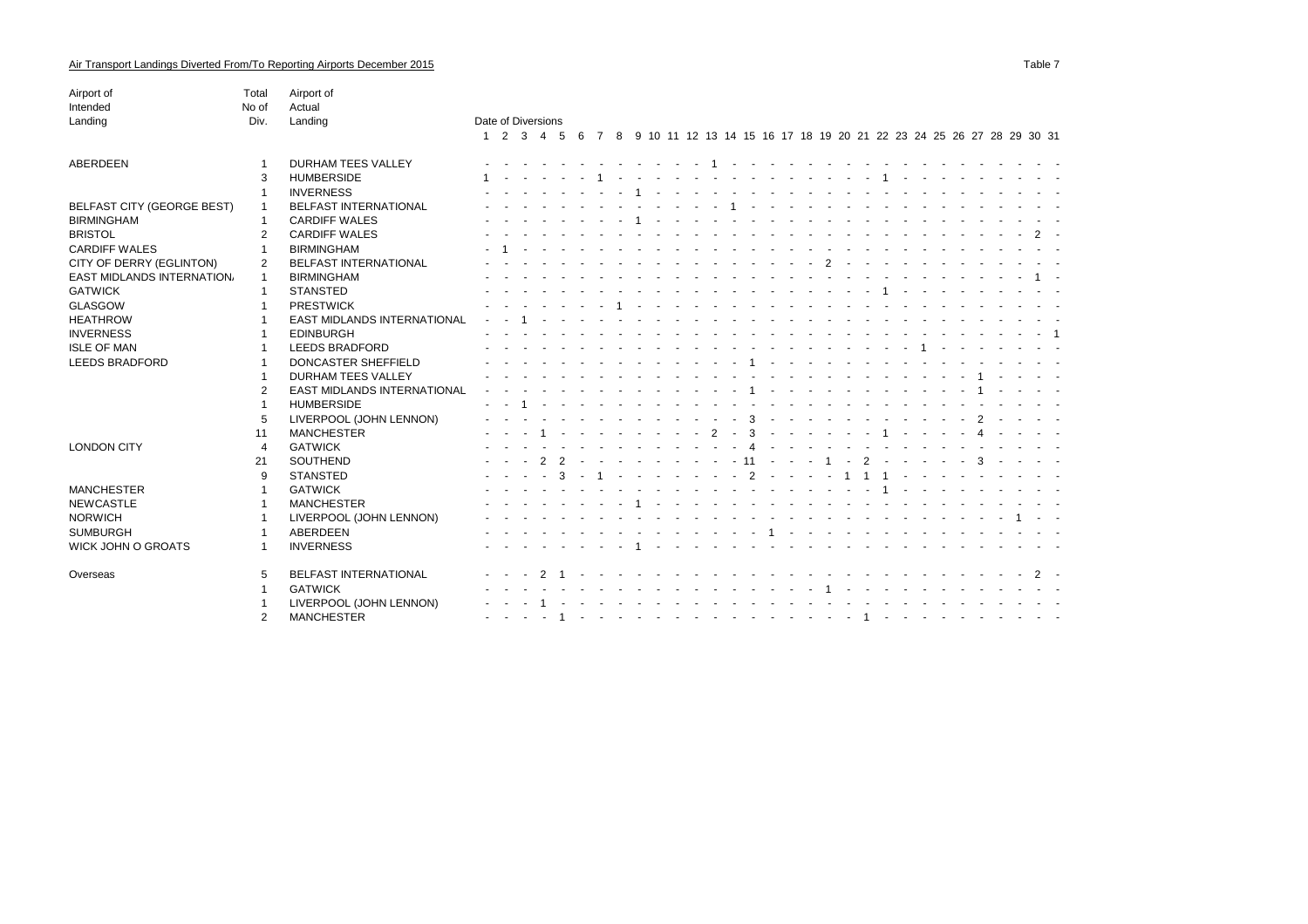## Air Transport Landings Diverted From/To Reporting Airports December 2015

Table 7

| Airport of Intended Landing | Total No of Div. | Airport of Actual Landing | Date of Diversions 1 | 2 | 3 | 4 | 5 | 6 | 7 | 8 | 9 | 10 | 11 | 12 | 13 | 14 | 15 | 16 | 17 | 18 | 19 | 20 | 21 | 22 | 23 | 24 | 25 | 26 | 27 | 28 | 29 | 30 | 31 |
|---|---|---|---|---|---|---|---|---|---|---|---|---|---|---|---|---|---|---|---|---|---|---|---|---|---|---|---|---|---|---|---|---|---|
| ABERDEEN | 1 | DURHAM TEES VALLEY | - | - | - | - | - | - | - | - | - | - | - | - | 1 | - | - | - | - | - | - | - | - | - | - | - | - | - | - | - | - | - | - |
| | 3 | HUMBERSIDE | 1 | - | - | - | - | - | 1 | - | - | - | - | - | - | - | - | - | - | - | - | - | - | 1 | - | - | - | - | - | - | - | - | - |
| | 1 | INVERNESS | - | - | - | - | - | - | - | - | 1 | - | - | - | - | - | - | - | - | - | - | - | - | - | - | - | - | - | - | - | - | - | - |
| BELFAST CITY (GEORGE BEST) | 1 | BELFAST INTERNATIONAL | - | - | - | - | - | - | - | - | - | - | - | - | - | 1 | - | - | - | - | - | - | - | - | - | - | - | - | - | - | - | - | - |
| BIRMINGHAM | 1 | CARDIFF WALES | - | - | - | - | - | - | - | - | 1 | - | - | - | - | - | - | - | - | - | - | - | - | - | - | - | - | - | - | - | - | - | - |
| BRISTOL | 2 | CARDIFF WALES | - | - | - | - | - | - | - | - | - | - | - | - | - | - | - | - | - | - | - | - | - | - | - | - | - | - | - | - | - | 2 | - |
| CARDIFF WALES | 1 | BIRMINGHAM | - | 1 | - | - | - | - | - | - | - | - | - | - | - | - | - | - | - | - | - | - | - | - | - | - | - | - | - | - | - | - | - |
| CITY OF DERRY (EGLINTON) | 2 | BELFAST INTERNATIONAL | - | - | - | - | - | - | - | - | - | - | - | - | - | - | - | - | - | - | 2 | - | - | - | - | - | - | - | - | - | - | - | - |
| EAST MIDLANDS INTERNATION/ | 1 | BIRMINGHAM | - | - | - | - | - | - | - | - | - | - | - | - | - | - | - | - | - | - | - | - | - | - | - | - | - | - | - | - | - | 1 | - |
| GATWICK | 1 | STANSTED | - | - | - | - | - | - | - | - | - | - | - | - | - | - | - | - | - | - | - | - | - | 1 | - | - | - | - | - | - | - | - | - |
| GLASGOW | 1 | PRESTWICK | - | - | - | - | - | - | - | 1 | - | - | - | - | - | - | - | - | - | - | - | - | - | - | - | - | - | - | - | - | - | - | - |
| HEATHROW | 1 | EAST MIDLANDS INTERNATIONAL | - | - | 1 | - | - | - | - | - | - | - | - | - | - | - | - | - | - | - | - | - | - | - | - | - | - | - | - | - | - | - | - |
| INVERNESS | 1 | EDINBURGH | - | - | - | - | - | - | - | - | - | - | - | - | - | - | - | - | - | - | - | - | - | - | - | - | - | - | - | - | - | - | 1 |
| ISLE OF MAN | 1 | LEEDS BRADFORD | - | - | - | - | - | - | - | - | - | - | - | - | - | - | - | - | - | - | - | - | - | - | - | 1 | - | - | - | - | - | - | - |
| LEEDS BRADFORD | 1 | DONCASTER SHEFFIELD | - | - | - | - | - | - | - | - | - | - | - | - | - | - | 1 | - | - | - | - | - | - | - | - | - | - | - | - | - | - | - | - |
| | 1 | DURHAM TEES VALLEY | - | - | - | - | - | - | - | - | - | - | - | - | - | - | - | - | - | - | - | - | - | - | - | - | - | - | 1 | - | - | - | - |
| | 2 | EAST MIDLANDS INTERNATIONAL | - | - | - | - | - | - | - | - | - | - | - | - | - | - | 1 | - | - | - | - | - | - | - | - | - | - | - | 1 | - | - | - | - |
| | 1 | HUMBERSIDE | - | - | 1 | - | - | - | - | - | - | - | - | - | - | - | - | - | - | - | - | - | - | - | - | - | - | - | - | - | - | - | - |
| | 5 | LIVERPOOL (JOHN LENNON) | - | - | - | - | - | - | - | - | - | - | - | - | - | - | 3 | - | - | - | - | - | - | - | - | - | - | - | 2 | - | - | - | - |
| | 11 | MANCHESTER | - | - | - | 1 | - | - | - | - | - | - | - | - | 2 | - | 3 | - | - | - | - | - | - | 1 | - | - | - | - | 4 | - | - | - | - |
| LONDON CITY | 4 | GATWICK | - | - | - | - | - | - | - | - | - | - | - | - | - | - | 4 | - | - | - | - | - | - | - | - | - | - | - | - | - | - | - | - |
| | 21 | SOUTHEND | - | - | - | 2 | 2 | - | - | - | - | - | - | - | - | - | 11 | - | - | - | 1 | - | 2 | - | - | - | - | - | 3 | - | - | - | - |
| | 9 | STANSTED | - | - | - | - | 3 | - | 1 | - | - | - | - | - | - | - | 2 | - | - | - | - | 1 | 1 | 1 | - | - | - | - | - | - | - | - | - |
| MANCHESTER | 1 | GATWICK | - | - | - | - | - | - | - | - | - | - | - | - | - | - | - | - | - | - | - | - | - | 1 | - | - | - | - | - | - | - | - | - |
| NEWCASTLE | 1 | MANCHESTER | - | - | - | - | - | - | - | - | 1 | - | - | - | - | - | - | - | - | - | - | - | - | - | - | - | - | - | - | - | - | - | - |
| NORWICH | 1 | LIVERPOOL (JOHN LENNON) | - | - | - | - | - | - | - | - | - | - | - | - | - | - | - | - | - | - | - | - | - | - | - | - | - | - | - | - | 1 | - | - |
| SUMBURGH | 1 | ABERDEEN | - | - | - | - | - | - | - | - | - | - | - | - | - | - | - | 1 | - | - | - | - | - | - | - | - | - | - | - | - | - | - | - |
| WICK JOHN O GROATS | 1 | INVERNESS | - | - | - | - | - | - | - | - | 1 | - | - | - | - | - | - | - | - | - | - | - | - | - | - | - | - | - | - | - | - | - | - |
| Overseas | 5 | BELFAST INTERNATIONAL | - | - | - | 2 | 1 | - | - | - | - | - | - | - | - | - | - | - | - | - | - | - | - | - | - | - | - | - | - | - | - | 2 | - |
| | 1 | GATWICK | - | - | - | - | - | - | - | - | - | - | - | - | - | - | - | - | - | - | 1 | - | - | - | - | - | - | - | - | - | - | - | - |
| | 1 | LIVERPOOL (JOHN LENNON) | - | - | - | 1 | - | - | - | - | - | - | - | - | - | - | - | - | - | - | - | - | - | - | - | - | - | - | - | - | - | - | - |
| | 2 | MANCHESTER | - | - | - | - | 1 | - | - | - | - | - | - | - | - | - | - | - | - | - | - | - | 1 | - | - | - | - | - | - | - | - | - | - |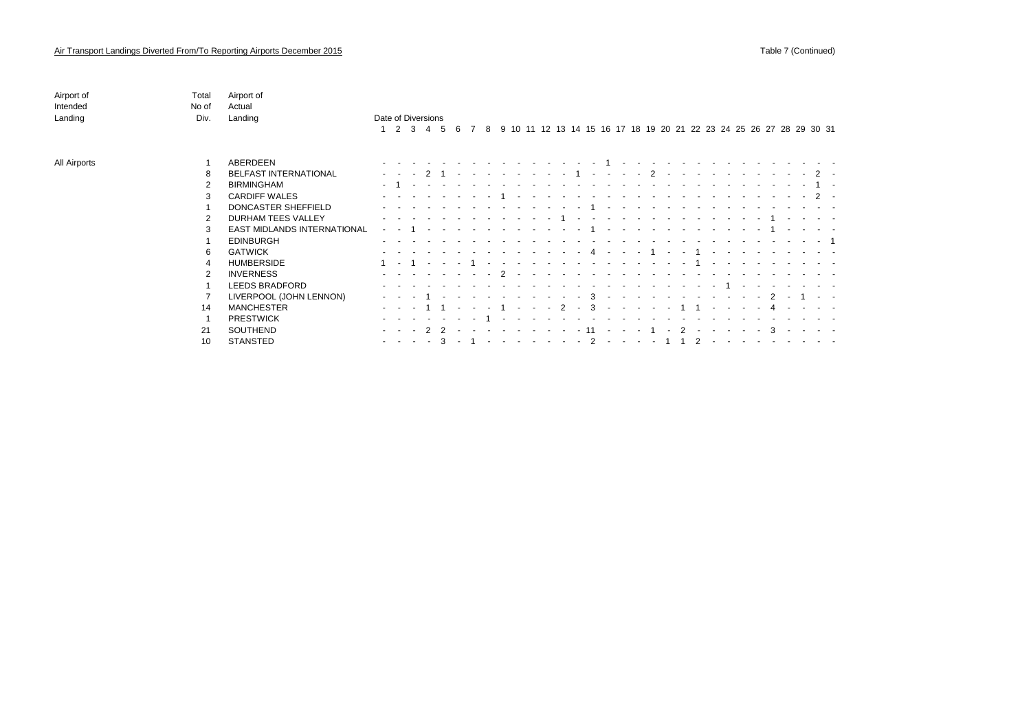Air Transport Landings Diverted From/To Reporting Airports December 2015

Table 7 (Continued)

| Airport of Intended Landing | Total No of Div. | Airport of Actual Landing | Date of Diversions 1 | 2 | 3 | 4 | 5 | 6 | 7 | 8 | 9 | 10 | 11 | 12 | 13 | 14 | 15 | 16 | 17 | 18 | 19 | 20 | 21 | 22 | 23 | 24 | 25 | 26 | 27 | 28 | 29 | 30 | 31 |
|---|---|---|---|---|---|---|---|---|---|---|---|---|---|---|---|---|---|---|---|---|---|---|---|---|---|---|---|---|---|---|---|---|---|
| All Airports | 1 | ABERDEEN | - | - | - | - | - | - | - | - | - | - | - | - | - | - | - | 1 | - | - | - | - | - | - | - | - | - | - | - | - | - | - | - |
| | 8 | BELFAST INTERNATIONAL | - | - | - | 2 | 1 | - | - | - | - | - | - | - | - | 1 | - | - | - | - | 2 | - | - | - | - | - | - | - | - | - | - | 2 | - |
| | 2 | BIRMINGHAM | - | 1 | - | - | - | - | - | - | - | - | - | - | - | - | - | - | - | - | - | - | - | - | - | - | - | - | - | - | - | 1 | - |
| | 3 | CARDIFF WALES | - | - | - | - | - | - | - | - | 1 | - | - | - | - | - | - | - | - | - | - | - | - | - | - | - | - | - | - | - | - | 2 | - |
| | 1 | DONCASTER SHEFFIELD | - | - | - | - | - | - | - | - | - | - | - | - | - | - | 1 | - | - | - | - | - | - | - | - | - | - | - | - | - | - | - | - |
| | 2 | DURHAM TEES VALLEY | - | - | - | - | - | - | - | - | - | - | - | - | 1 | - | - | - | - | - | - | - | - | - | - | - | - | - | 1 | - | - | - | - |
| | 3 | EAST MIDLANDS INTERNATIONAL | - | - | 1 | - | - | - | - | - | - | - | - | - | - | - | 1 | - | - | - | - | - | - | - | - | - | - | - | 1 | - | - | - | - |
| | 1 | EDINBURGH | - | - | - | - | - | - | - | - | - | - | - | - | - | - | - | - | - | - | - | - | - | - | - | - | - | - | - | - | - | - | 1 |
| | 6 | GATWICK | - | - | - | - | - | - | - | - | - | - | - | - | - | - | 4 | - | - | - | 1 | - | - | 1 | - | - | - | - | - | - | - | - | - |
| | 4 | HUMBERSIDE | 1 | - | 1 | - | - | - | 1 | - | - | - | - | - | - | - | - | - | - | - | - | - | - | 1 | - | - | - | - | - | - | - | - | - |
| | 2 | INVERNESS | - | - | - | - | - | - | - | - | 2 | - | - | - | - | - | - | - | - | - | - | - | - | - | - | - | - | - | - | - | - | - | - |
| | 1 | LEEDS BRADFORD | - | - | - | - | - | - | - | - | - | - | - | - | - | - | - | - | - | - | - | - | - | - | - | 1 | - | - | - | - | - | - | - |
| | 7 | LIVERPOOL (JOHN LENNON) | - | - | - | 1 | - | - | - | - | - | - | - | - | - | - | 3 | - | - | - | - | - | - | - | - | - | - | - | 2 | - | 1 | - | - |
| | 14 | MANCHESTER | - | - | - | 1 | 1 | - | - | - | 1 | - | - | - | 2 | - | 3 | - | - | - | - | - | 1 | 1 | - | - | - | - | 4 | - | - | - | - |
| | 1 | PRESTWICK | - | - | - | - | - | - | - | 1 | - | - | - | - | - | - | - | - | - | - | - | - | - | - | - | - | - | - | - | - | - | - | - |
| | 21 | SOUTHEND | - | - | - | 2 | 2 | - | - | - | - | - | - | - | - | - | 11 | - | - | - | 1 | - | 2 | - | - | - | - | - | 3 | - | - | - | - |
| | 10 | STANSTED | - | - | - | - | 3 | - | 1 | - | - | - | - | - | - | - | 2 | - | - | - | - | 1 | 1 | 2 | - | - | - | - | - | - | - | - | - |